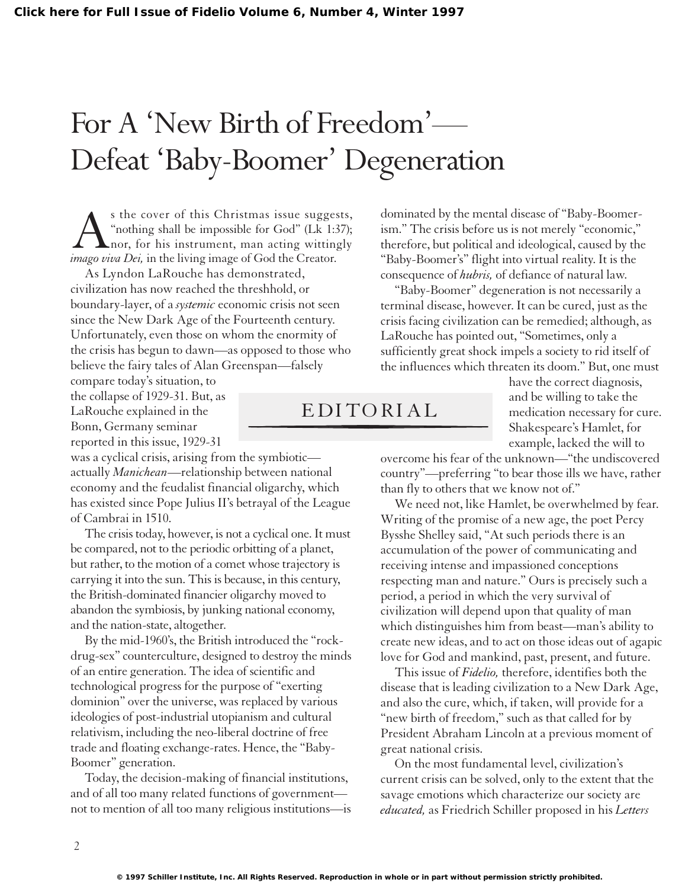# For A 'New Birth of Freedom'— Defeat 'Baby-Boomer' Degeneration

EDITORIAL

As the cover of this Christmas issue suggests, "nothing shall be impossible for God" (Lk 1:37); nor, for his instrument, man acting wittingly *imago viva Dei,* in the living image of God the Creator.

As Lyndon LaRouche has demonstrated, civilization has now reached the threshhold, or boundary-layer, of a *systemic* economic crisis not seen since the New Dark Age of the Fourteenth century. Unfortunately, even those on whom the enormity of the crisis has begun to dawn—as opposed to those who believe the fairy tales of Alan Greenspan—falsely compare today's situation, to the collapse of 1929-31. But, as LaRouche explained in the Bonn, Germany seminar reported in this issue, 1929-31 was a cyclical crisis, arising from the symbiotic—actually *Manichean*—relationship between national economy and the feudalist financial oligarchy, which has existed since Pope Julius II's betrayal of the League of Cambrai in 1510.

The crisis today, however, is not a cyclical one. It must be compared, not to the periodic orbitting of a planet, but rather, to the motion of a comet whose trajectory is carrying it into the sun. This is because, in this century, the British-dominated financier oligarchy moved to abandon the symbiosis, by junking national economy, and the nation-state, altogether.

By the mid-1960's, the British introduced the "rock-drug-sex" counterculture, designed to destroy the minds of an entire generation. The idea of scientific and technological progress for the purpose of "exerting dominion" over the universe, was replaced by various ideologies of post-industrial utopianism and cultural relativism, including the neo-liberal doctrine of free trade and floating exchange-rates. Hence, the "Baby-Boomer" generation.

Today, the decision-making of financial institutions, and of all too many related functions of government—not to mention of all too many religious institutions—is dominated by the mental disease of "Baby-Boomer-ism." The crisis before us is not merely "economic," therefore, but political and ideological, caused by the "Baby-Boomer's" flight into virtual reality. It is the consequence of *hubris,* of defiance of natural law.

"Baby-Boomer" degeneration is not necessarily a terminal disease, however. It can be cured, just as the crisis facing civilization can be remedied; although, as LaRouche has pointed out, "Sometimes, only a sufficiently great shock impels a society to rid itself of the influences which threaten its doom." But, one must have the correct diagnosis, and be willing to take the medication necessary for cure. Shakespeare's Hamlet, for example, lacked the will to overcome his fear of the unknown—"the undiscovered country"—preferring "to bear those ills we have, rather than fly to others that we know not of."

We need not, like Hamlet, be overwhelmed by fear. Writing of the promise of a new age, the poet Percy Bysshe Shelley said, "At such periods there is an accumulation of the power of communicating and receiving intense and impassioned conceptions respecting man and nature." Ours is precisely such a period, a period in which the very survival of civilization will depend upon that quality of man which distinguishes him from beast—man's ability to create new ideas, and to act on those ideas out of agapic love for God and mankind, past, present, and future.

This issue of *Fidelio,* therefore, identifies both the disease that is leading civilization to a New Dark Age, and also the cure, which, if taken, will provide for a "new birth of freedom," such as that called for by President Abraham Lincoln at a previous moment of great national crisis.

On the most fundamental level, civilization's current crisis can be solved, only to the extent that the savage emotions which characterize our society are *educated,* as Friedrich Schiller proposed in his *Letters*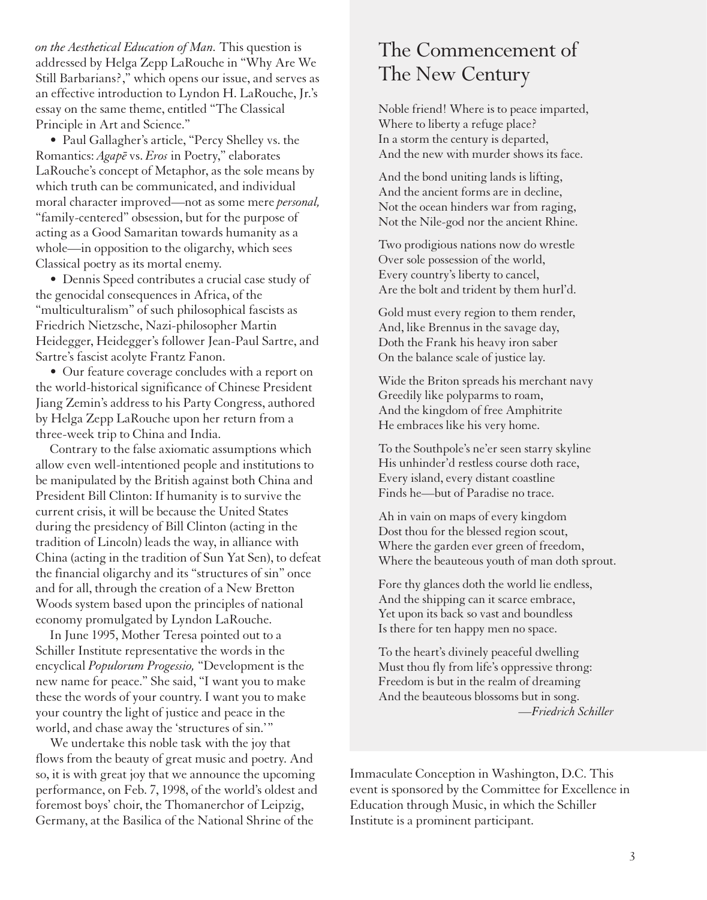*on the Aesthetical Education of Man.* This question is addressed by Helga Zepp LaRouche in "Why Are We Still Barbarians?," which opens our issue, and serves as an effective introduction to Lyndon H. LaRouche, Jr.'s essay on the same theme, entitled "The Classical Principle in Art and Science."

- Paul Gallagher's article, "Percy Shelley vs. the Romantics: *Agapē* vs. *Eros* in Poetry," elaborates LaRouche's concept of Metaphor, as the sole means by which truth can be communicated, and individual moral character improved—not as some mere *personal,* "family-centered" obsession, but for the purpose of acting as a Good Samaritan towards humanity as a whole—in opposition to the oligarchy, which sees Classical poetry as its mortal enemy.
- Dennis Speed contributes a crucial case study of the genocidal consequences in Africa, of the "multiculturalism" of such philosophical fascists as Friedrich Nietzsche, Nazi-philosopher Martin Heidegger, Heidegger's follower Jean-Paul Sartre, and Sartre's fascist acolyte Frantz Fanon.
- Our feature coverage concludes with a report on the world-historical significance of Chinese President Jiang Zemin's address to his Party Congress, authored by Helga Zepp LaRouche upon her return from a three-week trip to China and India.

Contrary to the false axiomatic assumptions which allow even well-intentioned people and institutions to be manipulated by the British against both China and President Bill Clinton: If humanity is to survive the current crisis, it will be because the United States during the presidency of Bill Clinton (acting in the tradition of Lincoln) leads the way, in alliance with China (acting in the tradition of Sun Yat Sen), to defeat the financial oligarchy and its "structures of sin" once and for all, through the creation of a New Bretton Woods system based upon the principles of national economy promulgated by Lyndon LaRouche.

In June 1995, Mother Teresa pointed out to a Schiller Institute representative the words in the encyclical *Populorum Progessio,* "Development is the new name for peace." She said, "I want you to make these the words of your country. I want you to make your country the light of justice and peace in the world, and chase away the 'structures of sin.'"

We undertake this noble task with the joy that flows from the beauty of great music and poetry. And so, it is with great joy that we announce the upcoming performance, on Feb. 7, 1998, of the world's oldest and foremost boys' choir, the Thomanerchor of Leipzig, Germany, at the Basilica of the National Shrine of the Immaculate Conception in Washington, D.C. This event is sponsored by the Committee for Excellence in Education through Music, in which the Schiller Institute is a prominent participant.

## The Commencement of The New Century

Noble friend! Where is to peace imparted,
Where to liberty a refuge place?
In a storm the century is departed,
And the new with murder shows its face.

And the bond uniting lands is lifting,
And the ancient forms are in decline,
Not the ocean hinders war from raging,
Not the Nile-god nor the ancient Rhine.

Two prodigious nations now do wrestle
Over sole possession of the world,
Every country's liberty to cancel,
Are the bolt and trident by them hurl'd.

Gold must every region to them render,
And, like Brennus in the savage day,
Doth the Frank his heavy iron saber
On the balance scale of justice lay.

Wide the Briton spreads his merchant navy
Greedily like polyparms to roam,
And the kingdom of free Amphitrite
He embraces like his very home.

To the Southpole's ne'er seen starry skyline
His unhinder'd restless course doth race,
Every island, every distant coastline
Finds he—but of Paradise no trace.

Ah in vain on maps of every kingdom
Dost thou for the blessed region scout,
Where the garden ever green of freedom,
Where the beauteous youth of man doth sprout.

Fore thy glances doth the world lie endless,
And the shipping can it scarce embrace,
Yet upon its back so vast and boundless
Is there for ten happy men no space.

To the heart's divinely peaceful dwelling
Must thou fly from life's oppressive throng:
Freedom is but in the realm of dreaming
And the beauteous blossoms but in song.

*—Friedrich Schiller*